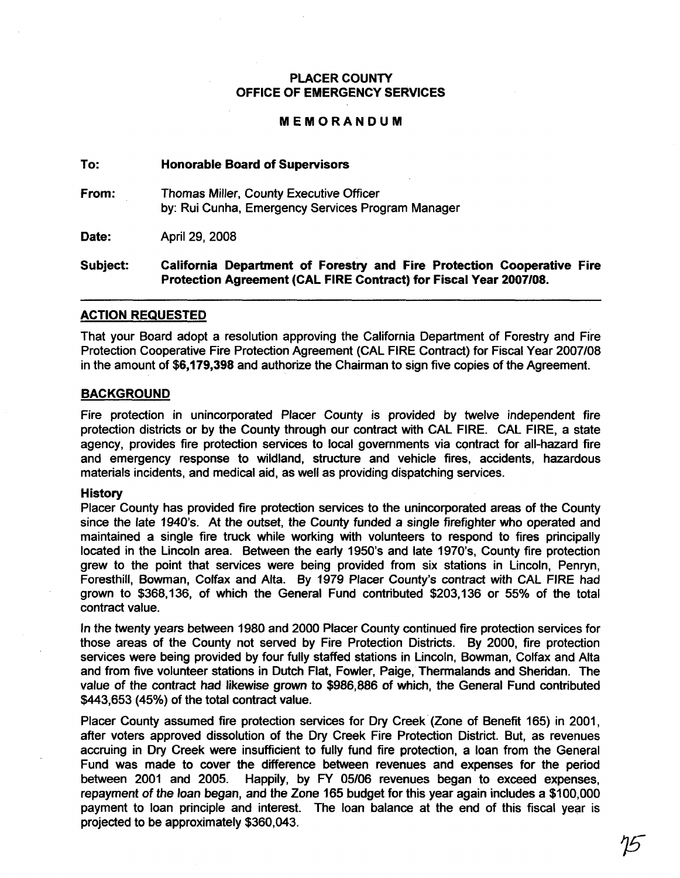# PLACER COUNTY
# OFFICE OF EMERGENCY SERVICES

## MEMORANDUM

**To:** **Honorable Board of Supervisors**

**From:** Thomas Miller, County Executive Officer
by: Rui Cunha, Emergency Services Program Manager

**Date:** April 29, 2008

**Subject:** **California Department of Forestry and Fire Protection Cooperative Fire Protection Agreement (CAL FIRE Contract) for Fiscal Year 2007/08.**

---

## ACTION REQUESTED

That your Board adopt a resolution approving the California Department of Forestry and Fire Protection Cooperative Fire Protection Agreement (CAL FIRE Contract) for Fiscal Year 2007/08 in the amount of **$6,179,398** and authorize the Chairman to sign five copies of the Agreement.

## BACKGROUND

Fire protection in unincorporated Placer County is provided by twelve independent fire protection districts or by the County through our contract with CAL FIRE. CAL FIRE, a state agency, provides fire protection services to local governments via contract for all-hazard fire and emergency response to wildland, structure and vehicle fires, accidents, hazardous materials incidents, and medical aid, as well as providing dispatching services.

### History

Placer County has provided fire protection services to the unincorporated areas of the County since the late 1940's. At the outset, the County funded a single firefighter who operated and maintained a single fire truck while working with volunteers to respond to fires principally located in the Lincoln area. Between the early 1950's and late 1970's, County fire protection grew to the point that services were being provided from six stations in Lincoln, Penryn, Foresthill, Bowman, Colfax and Alta. By 1979 Placer County's contract with CAL FIRE had grown to $368,136, of which the General Fund contributed $203,136 or 55% of the total contract value.

In the twenty years between 1980 and 2000 Placer County continued fire protection services for those areas of the County not served by Fire Protection Districts. By 2000, fire protection services were being provided by four fully staffed stations in Lincoln, Bowman, Colfax and Alta and from five volunteer stations in Dutch Flat, Fowler, Paige, Thermalands and Sheridan. The value of the contract had likewise grown to $986,886 of which, the General Fund contributed $443,653 (45%) of the total contract value.

Placer County assumed fire protection services for Dry Creek (Zone of Benefit 165) in 2001, after voters approved dissolution of the Dry Creek Fire Protection District. But, as revenues accruing in Dry Creek were insufficient to fully fund fire protection, a loan from the General Fund was made to cover the difference between revenues and expenses for the period between 2001 and 2005. Happily, by FY 05/06 revenues began to exceed expenses, repayment of the loan began, and the Zone 165 budget for this year again includes a $100,000 payment to loan principle and interest. The loan balance at the end of this fiscal year is projected to be approximately $360,043.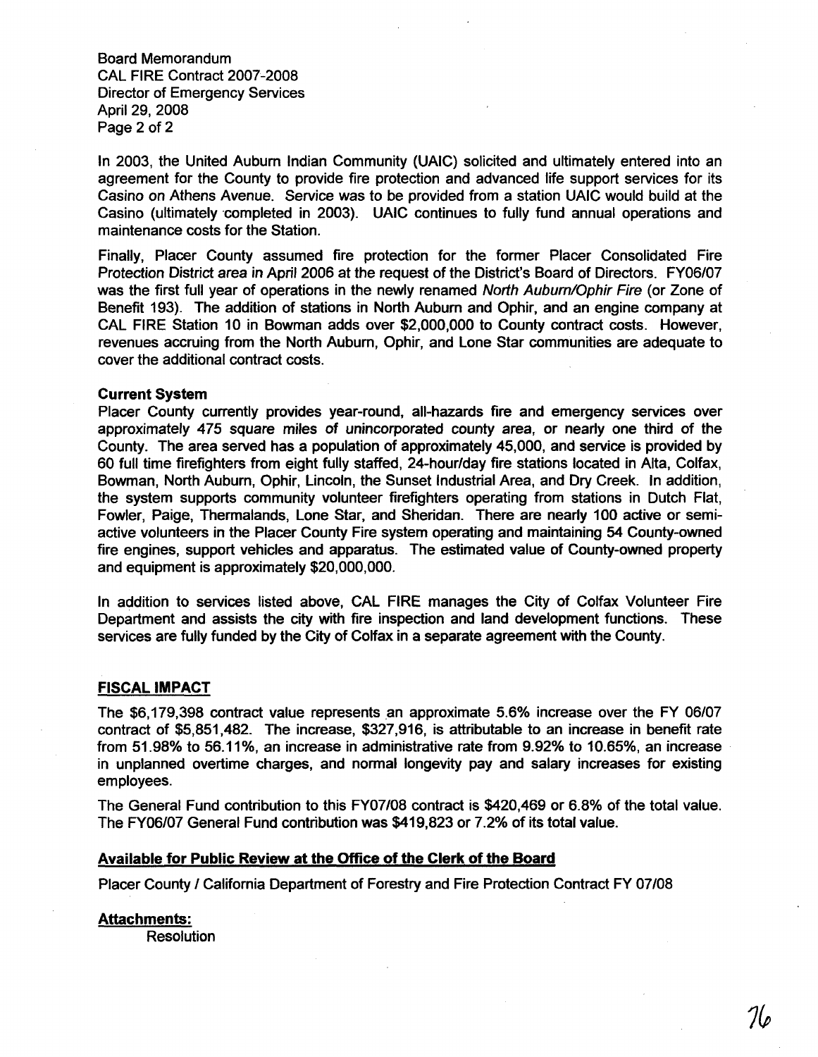Board Memorandum
CAL FIRE Contract 2007-2008
Director of Emergency Services
April 29, 2008

In 2003, the United Auburn Indian Community (UAIC) solicited and ultimately entered into an agreement for the County to provide fire protection and advanced life support services for its Casino on Athens Avenue. Service was to be provided from a station UAIC would build at the Casino (ultimately completed in 2003). UAIC continues to fully fund annual operations and maintenance costs for the Station.

Finally, Placer County assumed fire protection for the former Placer Consolidated Fire Protection District area in April 2006 at the request of the District's Board of Directors. FY06/07 was the first full year of operations in the newly renamed *North Auburn/Ophir Fire* (or Zone of Benefit 193). The addition of stations in North Auburn and Ophir, and an engine company at CAL FIRE Station 10 in Bowman adds over $2,000,000 to County contract costs. However, revenues accruing from the North Auburn, Ophir, and Lone Star communities are adequate to cover the additional contract costs.

**Current System**

Placer County currently provides year-round, all-hazards fire and emergency services over approximately 475 square miles of unincorporated county area, or nearly one third of the County. The area served has a population of approximately 45,000, and service is provided by 60 full time firefighters from eight fully staffed, 24-hour/day fire stations located in Alta, Colfax, Bowman, North Auburn, Ophir, Lincoln, the Sunset Industrial Area, and Dry Creek. In addition, the system supports community volunteer firefighters operating from stations in Dutch Flat, Fowler, Paige, Thermalands, Lone Star, and Sheridan. There are nearly 100 active or semi-active volunteers in the Placer County Fire system operating and maintaining 54 County-owned fire engines, support vehicles and apparatus. The estimated value of County-owned property and equipment is approximately $20,000,000.

In addition to services listed above, CAL FIRE manages the City of Colfax Volunteer Fire Department and assists the city with fire inspection and land development functions. These services are fully funded by the City of Colfax in a separate agreement with the County.

## FISCAL IMPACT

The $6,179,398 contract value represents an approximate 5.6% increase over the FY 06/07 contract of $5,851,482. The increase, $327,916, is attributable to an increase in benefit rate from 51.98% to 56.11%, an increase in administrative rate from 9.92% to 10.65%, an increase in unplanned overtime charges, and normal longevity pay and salary increases for existing employees.

The General Fund contribution to this FY07/08 contract is $420,469 or 6.8% of the total value. The FY06/07 General Fund contribution was $419,823 or 7.2% of its total value.

**Available for Public Review at the Office of the Clerk of the Board**

Placer County / California Department of Forestry and Fire Protection Contract FY 07/08

**Attachments:**

Resolution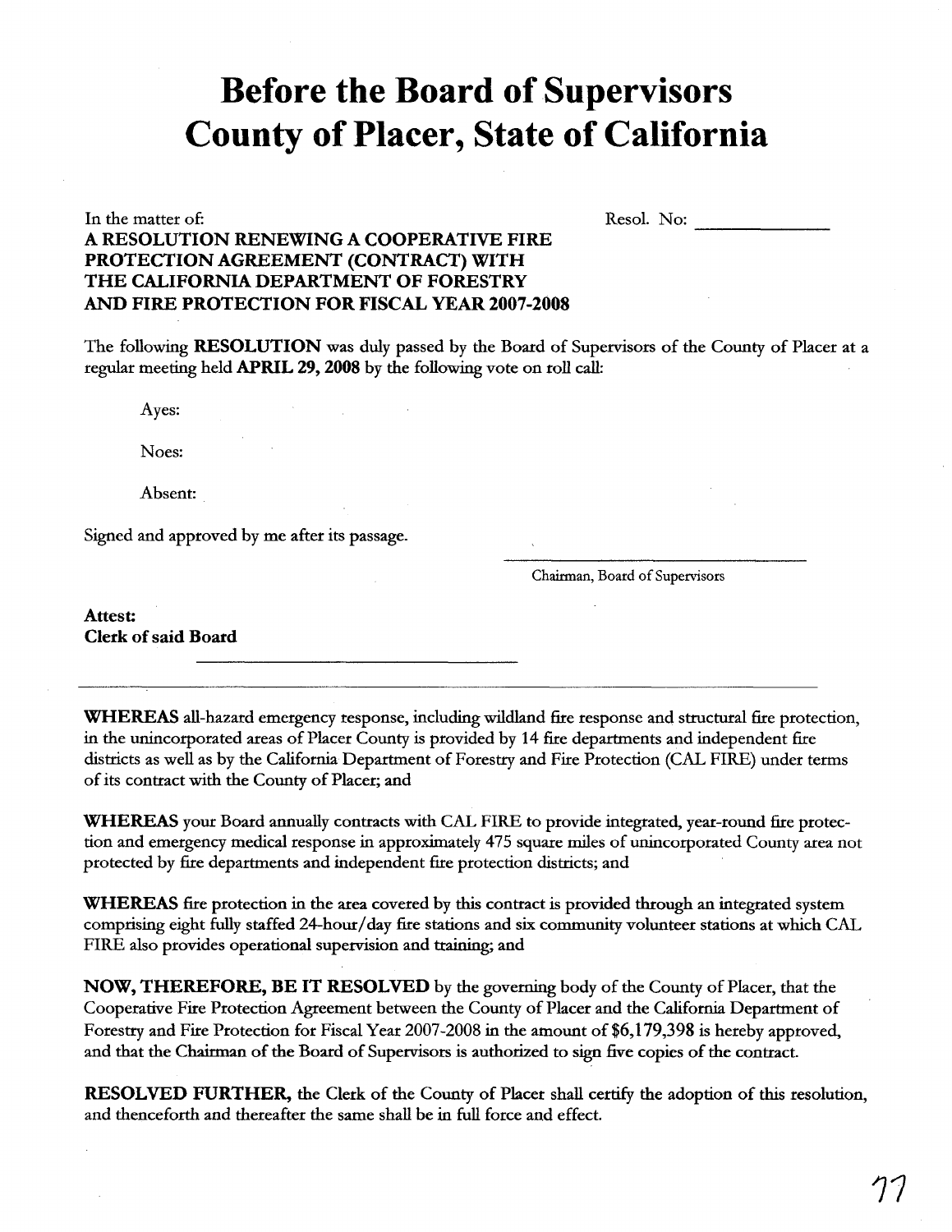# Before the Board of Supervisors County of Placer, State of California

In the matter of:

**A RESOLUTION RENEWING A COOPERATIVE FIRE PROTECTION AGREEMENT (CONTRACT) WITH THE CALIFORNIA DEPARTMENT OF FORESTRY AND FIRE PROTECTION FOR FISCAL YEAR 2007-2008**

Resol. No: ______________

The following **RESOLUTION** was duly passed by the Board of Supervisors of the County of Placer at a regular meeting held **APRIL 29, 2008** by the following vote on roll call:

Ayes:

Noes:

Absent:

Signed and approved by me after its passage.

_________________________________

Chairman, Board of Supervisors

**Attest:**
**Clerk of said Board**

_________________________________

---

**WHEREAS** all-hazard emergency response, including wildland fire response and structural fire protection, in the unincorporated areas of Placer County is provided by 14 fire departments and independent fire districts as well as by the California Department of Forestry and Fire Protection (CAL FIRE) under terms of its contract with the County of Placer; and

**WHEREAS** your Board annually contracts with CAL FIRE to provide integrated, year-round fire protection and emergency medical response in approximately 475 square miles of unincorporated County area not protected by fire departments and independent fire protection districts; and

**WHEREAS** fire protection in the area covered by this contract is provided through an integrated system comprising eight fully staffed 24-hour/day fire stations and six community volunteer stations at which CAL FIRE also provides operational supervision and training; and

**NOW, THEREFORE, BE IT RESOLVED** by the governing body of the County of Placer, that the Cooperative Fire Protection Agreement between the County of Placer and the California Department of Forestry and Fire Protection for Fiscal Year 2007-2008 in the amount of $6,179,398 is hereby approved, and that the Chairman of the Board of Supervisors is authorized to sign five copies of the contract.

**RESOLVED FURTHER,** the Clerk of the County of Placer shall certify the adoption of this resolution, and thenceforth and thereafter the same shall be in full force and effect.